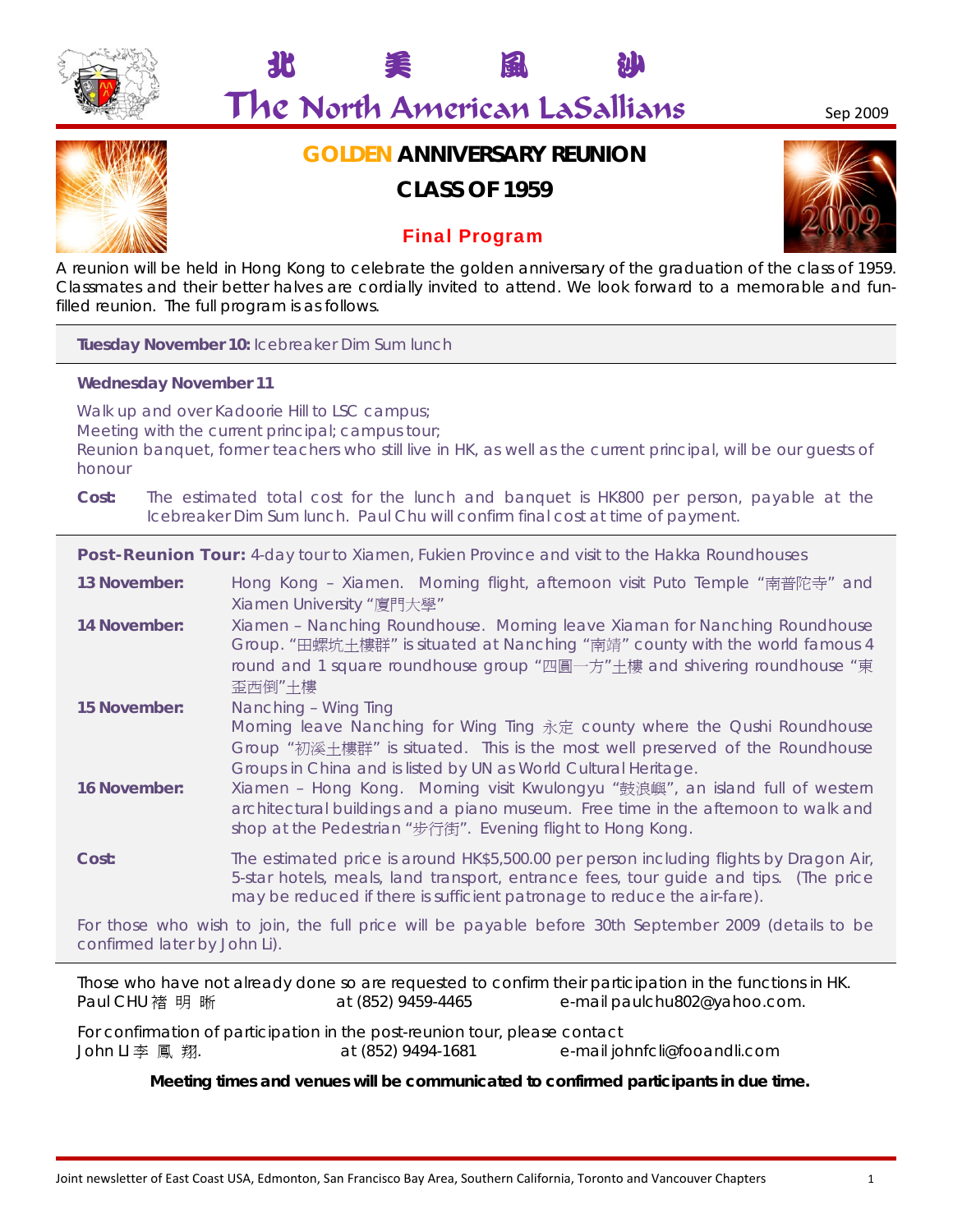# 北 美 風 沙

# The North American LaSallians

Sep 2009

## GOLDEN ANNIVERSARY REUNION

## CLASS OF 1959

### Final Program

A reunion will be held in Hong Kong to celebrate the golden anniversary of the graduation of the class of 1959. Classmates and their better halves are cordially invited to attend. We look forward to a memorable and fun-filled reunion. The full program is as follows.

**Tuesday November 10:** Icebreaker Dim Sum lunch

**Wednesday November 11**

Walk up and over Kadoorie Hill to LSC campus;
Meeting with the current principal; campus tour;
Reunion banquet, former teachers who still live in HK, as well as the current principal, will be our guests of honour

**Cost:** The estimated total cost for the lunch and banquet is HK800 per person, payable at the Icebreaker Dim Sum lunch. Paul Chu will confirm final cost at time of payment.

**Post-Reunion Tour:** 4-day tour to Xiamen, Fukien Province and visit to the Hakka Roundhouses

**13 November:** Hong Kong – Xiamen. Morning flight, afternoon visit Puto Temple "南普陀寺" and Xiamen University "廈門大學"

**14 November:** Xiamen – Nanching Roundhouse. Morning leave Xiaman for Nanching Roundhouse Group. "田螺坑土樓群" is situated at Nanching "南靖" county with the world famous 4 round and 1 square roundhouse group "四圓一方"土樓 and shivering roundhouse "東歪西倒"土樓

**15 November:** Nanching – Wing Ting
Morning leave Nanching for Wing Ting 永定 county where the Qushi Roundhouse Group "初溪土樓群" is situated. This is the most well preserved of the Roundhouse Groups in China and is listed by UN as World Cultural Heritage.

**16 November:** Xiamen – Hong Kong. Morning visit Kwulongyu "鼓浪嶼", an island full of western architectural buildings and a piano museum. Free time in the afternoon to walk and shop at the Pedestrian "步行街". Evening flight to Hong Kong.

**Cost:** The estimated price is around HK$5,500.00 per person including flights by Dragon Air, 5-star hotels, meals, land transport, entrance fees, tour guide and tips. (The price may be reduced if there is sufficient patronage to reduce the air-fare).

For those who wish to join, the full price will be payable before 30th September 2009 (details to be confirmed later by John Li).

Those who have not already done so are requested to confirm their participation in the functions in HK.
Paul CHU 褚 明 晰 at (852) 9459-4465 e-mail paulchu802@yahoo.com.

For confirmation of participation in the post-reunion tour, please contact
John LI 李 鳳 翔. at (852) 9494-1681 e-mail johnfcli@fooandli.com

**Meeting times and venues will be communicated to confirmed participants in due time.**

Joint newsletter of East Coast USA, Edmonton, San Francisco Bay Area, Southern California, Toronto and Vancouver Chapters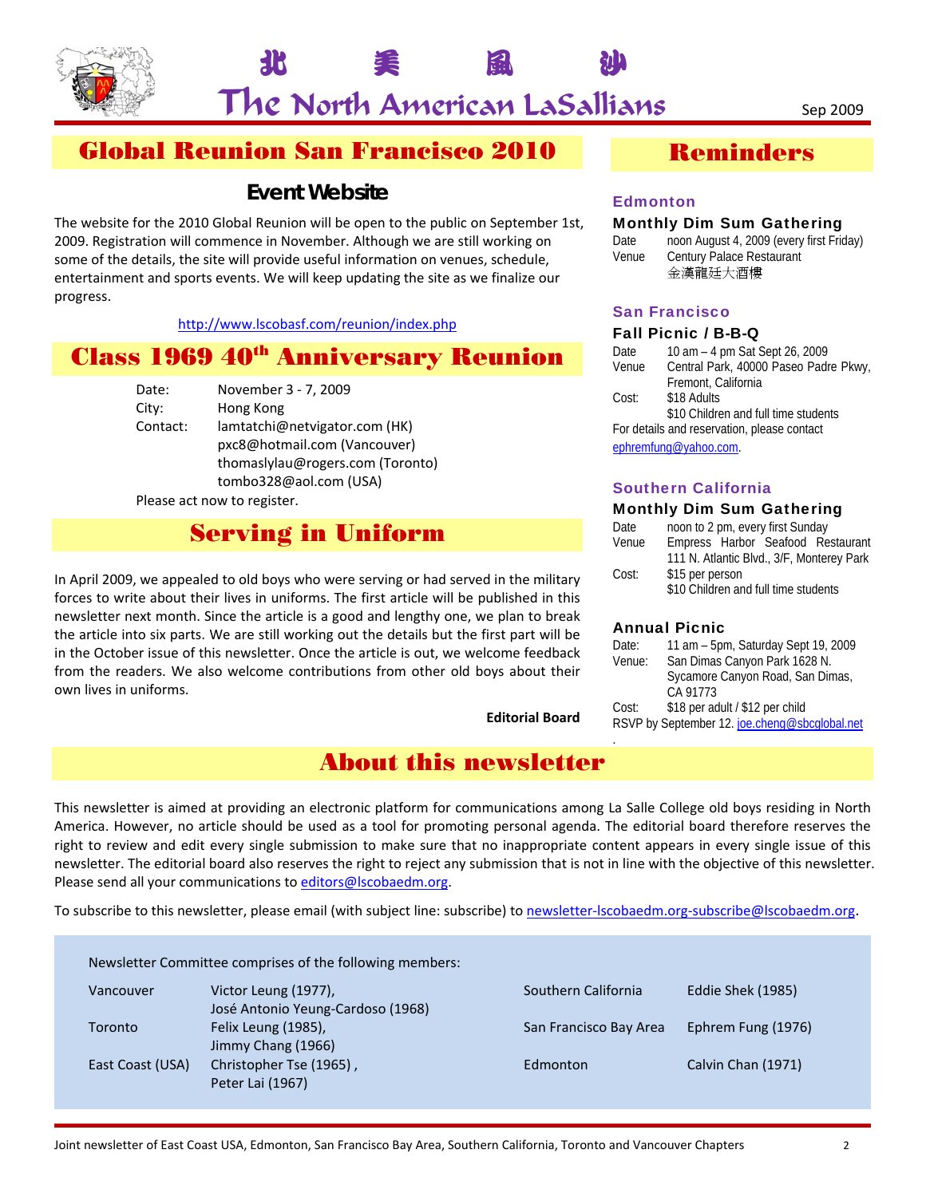# 北 美 風 沙

# The North American LaSallians

Sep 2009

## Global Reunion San Francisco 2010

### Event Website

The website for the 2010 Global Reunion will be open to the public on September 1st, 2009. Registration will commence in November. Although we are still working on some of the details, the site will provide useful information on venues, schedule, entertainment and sports events. We will keep updating the site as we finalize our progress.

http://www.lscobasf.com/reunion/index.php

## Class 1969 40th Anniversary Reunion

Date: November 3 - 7, 2009
City: Hong Kong
Contact: lamtatchi@netvigator.com (HK)
pxc8@hotmail.com (Vancouver)
thomaslylau@rogers.com (Toronto)
tombo328@aol.com (USA)

Please act now to register.

## Serving in Uniform

In April 2009, we appealed to old boys who were serving or had served in the military forces to write about their lives in uniforms. The first article will be published in this newsletter next month. Since the article is a good and lengthy one, we plan to break the article into six parts. We are still working out the details but the first part will be in the October issue of this newsletter. Once the article is out, we welcome feedback from the readers. We also welcome contributions from other old boys about their own lives in uniforms.

**Editorial Board**

## Reminders

### Edmonton

**Monthly Dim Sum Gathering**

Date: noon August 4, 2009 (every first Friday)
Venue: Century Palace Restaurant 金漢龍廷大酒樓

### San Francisco

**Fall Picnic / B-B-Q**

Date: 10 am – 4 pm Sat Sept 26, 2009
Venue: Central Park, 40000 Paseo Padre Pkwy, Fremont, California
Cost: $18 Adults
$10 Children and full time students

For details and reservation, please contact ephremfung@yahoo.com.

### Southern California

**Monthly Dim Sum Gathering**

Date: noon to 2 pm, every first Sunday
Venue: Empress Harbor Seafood Restaurant 111 N. Atlantic Blvd., 3/F, Monterey Park
Cost: $15 per person
$10 Children and full time students

**Annual Picnic**

Date: 11 am – 5pm, Saturday Sept 19, 2009
Venue: San Dimas Canyon Park 1628 N. Sycamore Canyon Road, San Dimas, CA 91773
Cost: $18 per adult / $12 per child

RSVP by September 12. joe.cheng@sbcglobal.net

## About this newsletter

This newsletter is aimed at providing an electronic platform for communications among La Salle College old boys residing in North America. However, no article should be used as a tool for promoting personal agenda. The editorial board therefore reserves the right to review and edit every single submission to make sure that no inappropriate content appears in every single issue of this newsletter. The editorial board also reserves the right to reject any submission that is not in line with the objective of this newsletter. Please send all your communications to editors@lscobaedm.org.

To subscribe to this newsletter, please email (with subject line: subscribe) to newsletter-lscobaedm.org-subscribe@lscobaedm.org.

Newsletter Committee comprises of the following members:

| | | | |
|---|---|---|---|
| Vancouver | Victor Leung (1977), José Antonio Yeung-Cardoso (1968) | Southern California | Eddie Shek (1985) |
| Toronto | Felix Leung (1985), Jimmy Chang (1966) | San Francisco Bay Area | Ephrem Fung (1976) |
| East Coast (USA) | Christopher Tse (1965), Peter Lai (1967) | Edmonton | Calvin Chan (1971) |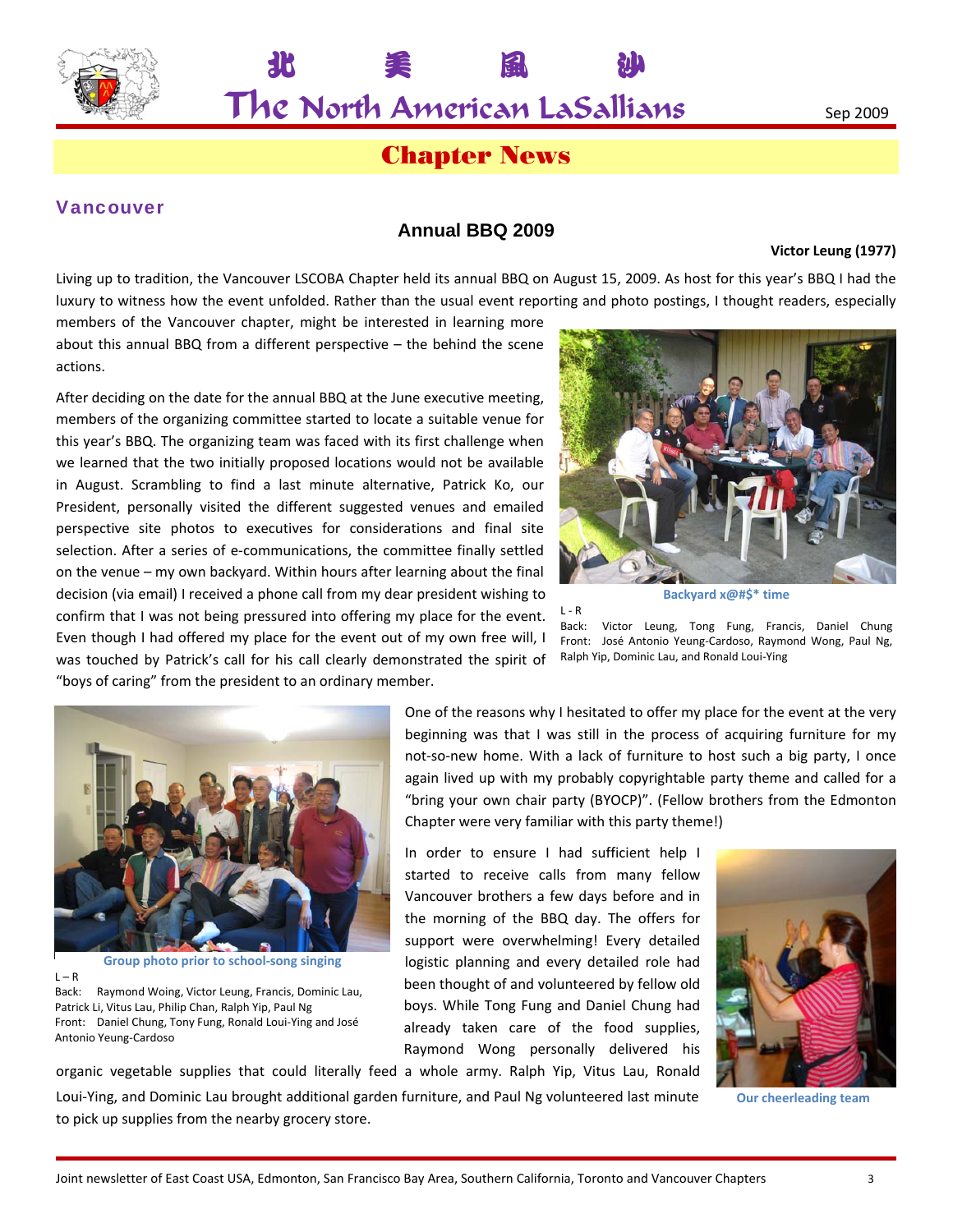# Chapter News

## Vancouver

### Annual BBQ 2009

**Victor Leung (1977)**

Living up to tradition, the Vancouver LSCOBA Chapter held its annual BBQ on August 15, 2009. As host for this year's BBQ I had the luxury to witness how the event unfolded. Rather than the usual event reporting and photo postings, I thought readers, especially members of the Vancouver chapter, might be interested in learning more about this annual BBQ from a different perspective – the behind the scene actions.

After deciding on the date for the annual BBQ at the June executive meeting, members of the organizing committee started to locate a suitable venue for this year's BBQ. The organizing team was faced with its first challenge when we learned that the two initially proposed locations would not be available in August. Scrambling to find a last minute alternative, Patrick Ko, our President, personally visited the different suggested venues and emailed perspective site photos to executives for considerations and final site selection. After a series of e-communications, the committee finally settled on the venue – my own backyard. Within hours after learning about the final decision (via email) I received a phone call from my dear president wishing to confirm that I was not being pressured into offering my place for the event. Even though I had offered my place for the event out of my own free will, I was touched by Patrick's call for his call clearly demonstrated the spirit of "boys of caring" from the president to an ordinary member.

**Backyard x@#$* time**

L - R
Back: Victor Leung, Tong Fung, Francis, Daniel Chung
Front: José Antonio Yeung-Cardoso, Raymond Wong, Paul Ng, Ralph Yip, Dominic Lau, and Ronald Loui-Ying

One of the reasons why I hesitated to offer my place for the event at the very beginning was that I was still in the process of acquiring furniture for my not-so-new home. With a lack of furniture to host such a big party, I once again lived up with my probably copyrightable party theme and called for a "bring your own chair party (BYOCP)". (Fellow brothers from the Edmonton Chapter were very familiar with this party theme!)

**Group photo prior to school-song singing**

L – R
Back: Raymond Woing, Victor Leung, Francis, Dominic Lau, Patrick Li, Vitus Lau, Philip Chan, Ralph Yip, Paul Ng
Front: Daniel Chung, Tony Fung, Ronald Loui-Ying and José Antonio Yeung-Cardoso

In order to ensure I had sufficient help I started to receive calls from many fellow Vancouver brothers a few days before and in the morning of the BBQ day. The offers for support were overwhelming! Every detailed logistic planning and every detailed role had been thought of and volunteered by fellow old boys. While Tong Fung and Daniel Chung had already taken care of the food supplies, Raymond Wong personally delivered his organic vegetable supplies that could literally feed a whole army. Ralph Yip, Vitus Lau, Ronald Loui-Ying, and Dominic Lau brought additional garden furniture, and Paul Ng volunteered last minute to pick up supplies from the nearby grocery store.

**Our cheerleading team**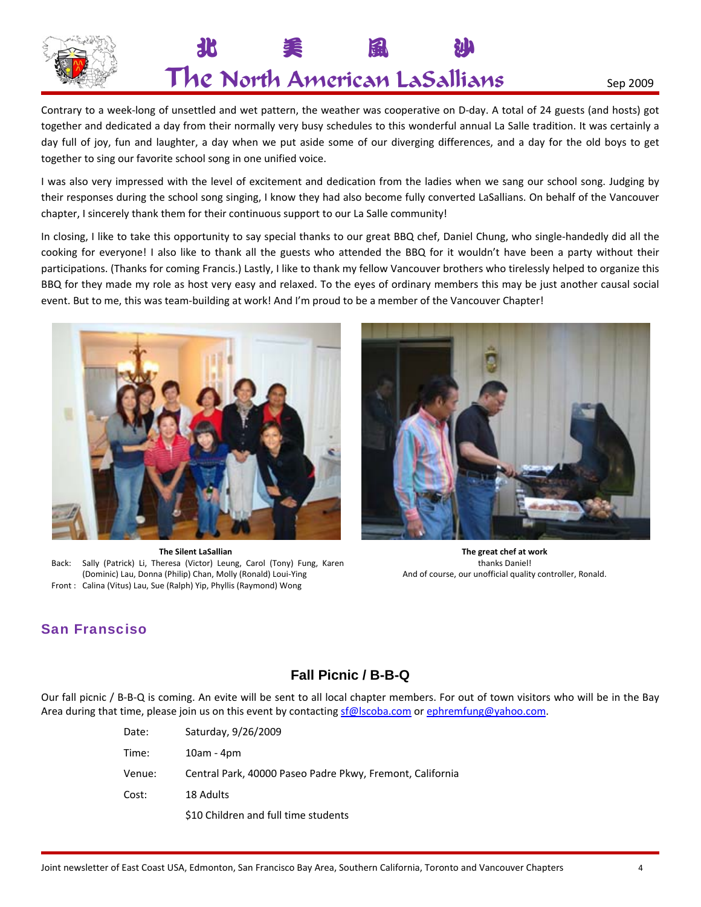Contrary to a week-long of unsettled and wet pattern, the weather was cooperative on D-day. A total of 24 guests (and hosts) got together and dedicated a day from their normally very busy schedules to this wonderful annual La Salle tradition. It was certainly a day full of joy, fun and laughter, a day when we put aside some of our diverging differences, and a day for the old boys to get together to sing our favorite school song in one unified voice.

I was also very impressed with the level of excitement and dedication from the ladies when we sang our school song. Judging by their responses during the school song singing, I know they had also become fully converted LaSallians. On behalf of the Vancouver chapter, I sincerely thank them for their continuous support to our La Salle community!

In closing, I like to take this opportunity to say special thanks to our great BBQ chef, Daniel Chung, who single-handedly did all the cooking for everyone! I also like to thank all the guests who attended the BBQ for it wouldn't have been a party without their participations. (Thanks for coming Francis.) Lastly, I like to thank my fellow Vancouver brothers who tirelessly helped to organize this BBQ for they made my role as host very easy and relaxed. To the eyes of ordinary members this may be just another causal social event. But to me, this was team-building at work! And I'm proud to be a member of the Vancouver Chapter!

**The Silent LaSallian**
Back: Sally (Patrick) Li, Theresa (Victor) Leung, Carol (Tony) Fung, Karen (Dominic) Lau, Donna (Philip) Chan, Molly (Ronald) Loui-Ying
Front : Calina (Vitus) Lau, Sue (Ralph) Yip, Phyllis (Raymond) Wong

**The great chef at work**
thanks Daniel!
And of course, our unofficial quality controller, Ronald.

## San Fransciso

### Fall Picnic / B-B-Q

Our fall picnic / B-B-Q is coming. An evite will be sent to all local chapter members. For out of town visitors who will be in the Bay Area during that time, please join us on this event by contacting sf@lscoba.com or ephremfung@yahoo.com.

| | |
|---|---|
| Date: | Saturday, 9/26/2009 |
| Time: | 10am - 4pm |
| Venue: | Central Park, 40000 Paseo Padre Pkwy, Fremont, California |
| Cost: | 18 Adults |
| | $10 Children and full time students |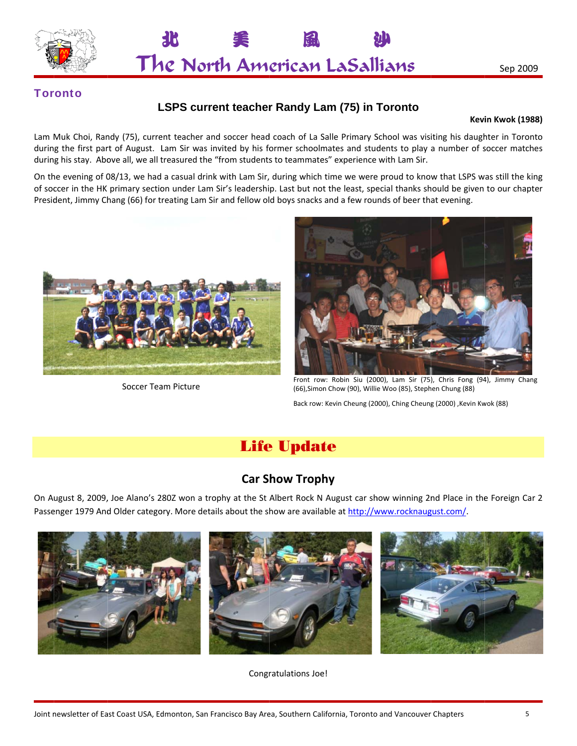## Toronto

### LSPS current teacher Randy Lam (75) in Toronto

**Kevin Kwok (1988)**

Lam Muk Choi, Randy (75), current teacher and soccer head coach of La Salle Primary School was visiting his daughter in Toronto during the first part of August. Lam Sir was invited by his former schoolmates and students to play a number of soccer matches during his stay. Above all, we all treasured the "from students to teammates" experience with Lam Sir.

On the evening of 08/13, we had a casual drink with Lam Sir, during which time we were proud to know that LSPS was still the king of soccer in the HK primary section under Lam Sir's leadership. Last but not the least, special thanks should be given to our chapter President, Jimmy Chang (66) for treating Lam Sir and fellow old boys snacks and a few rounds of beer that evening.

Soccer Team Picture

Front row: Robin Siu (2000), Lam Sir (75), Chris Fong (94), Jimmy Chang (66), Simon Chow (90), Willie Woo (85), Stephen Chung (88)

Back row: Kevin Cheung (2000), Ching Cheung (2000), Kevin Kwok (88)

# Life Update

### Car Show Trophy

On August 8, 2009, Joe Alano's 280Z won a trophy at the St Albert Rock N August car show winning 2nd Place in the Foreign Car 2 Passenger 1979 And Older category. More details about the show are available at http://www.rocknaugust.com/.

Congratulations Joe!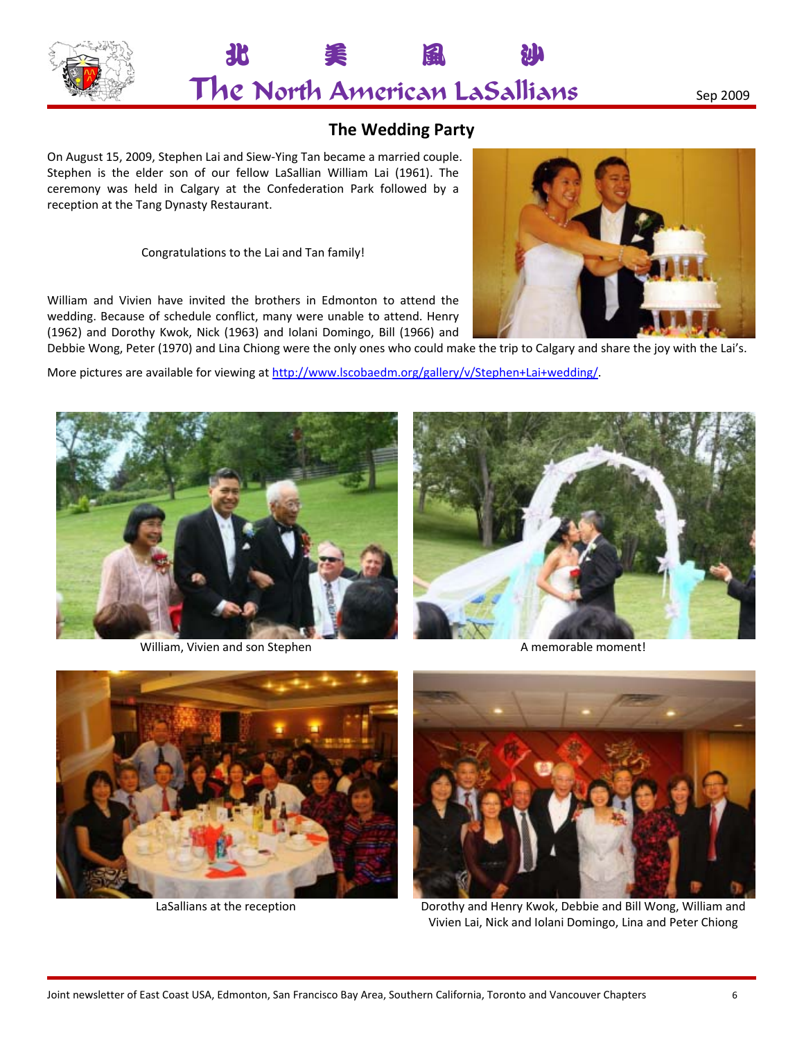## The Wedding Party

On August 15, 2009, Stephen Lai and Siew-Ying Tan became a married couple. Stephen is the elder son of our fellow LaSallian William Lai (1961). The ceremony was held in Calgary at the Confederation Park followed by a reception at the Tang Dynasty Restaurant.

Congratulations to the Lai and Tan family!

William and Vivien have invited the brothers in Edmonton to attend the wedding. Because of schedule conflict, many were unable to attend. Henry (1962) and Dorothy Kwok, Nick (1963) and Iolani Domingo, Bill (1966) and Debbie Wong, Peter (1970) and Lina Chiong were the only ones who could make the trip to Calgary and share the joy with the Lai's.

More pictures are available for viewing at http://www.lscobaedm.org/gallery/v/Stephen+Lai+wedding/.

William, Vivien and son Stephen

A memorable moment!

LaSallians at the reception

Dorothy and Henry Kwok, Debbie and Bill Wong, William and Vivien Lai, Nick and Iolani Domingo, Lina and Peter Chiong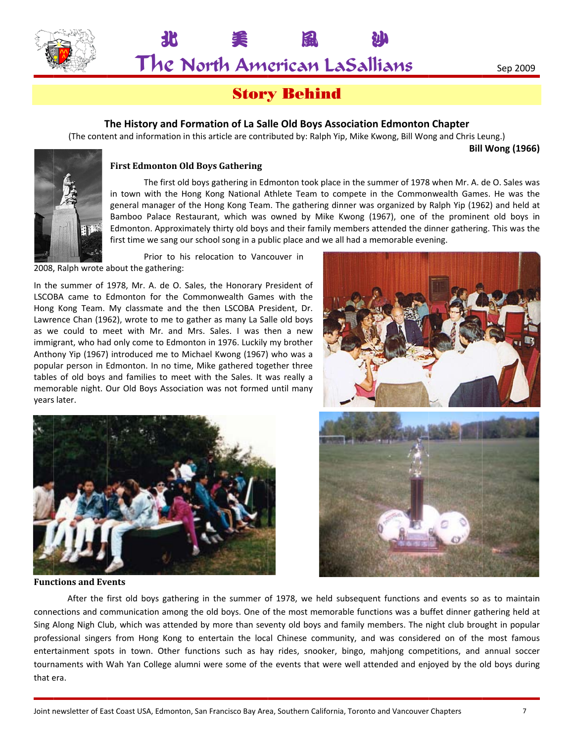## Story Behind

### The History and Formation of La Salle Old Boys Association Edmonton Chapter

(The content and information in this article are contributed by: Ralph Yip, Mike Kwong, Bill Wong and Chris Leung.)

**Bill Wong (1966)**

#### First Edmonton Old Boys Gathering

The first old boys gathering in Edmonton took place in the summer of 1978 when Mr. A. de O. Sales was in town with the Hong Kong National Athlete Team to compete in the Commonwealth Games. He was the general manager of the Hong Kong Team. The gathering dinner was organized by Ralph Yip (1962) and held at Bamboo Palace Restaurant, which was owned by Mike Kwong (1967), one of the prominent old boys in Edmonton. Approximately thirty old boys and their family members attended the dinner gathering. This was the first time we sang our school song in a public place and we all had a memorable evening.

Prior to his relocation to Vancouver in 2008, Ralph wrote about the gathering:

In the summer of 1978, Mr. A. de O. Sales, the Honorary President of LSCOBA came to Edmonton for the Commonwealth Games with the Hong Kong Team. My classmate and the then LSCOBA President, Dr. Lawrence Chan (1962), wrote to me to gather as many La Salle old boys as we could to meet with Mr. and Mrs. Sales. I was then a new immigrant, who had only come to Edmonton in 1976. Luckily my brother Anthony Yip (1967) introduced me to Michael Kwong (1967) who was a popular person in Edmonton. In no time, Mike gathered together three tables of old boys and families to meet with the Sales. It was really a memorable night. Our Old Boys Association was not formed until many years later.

#### Functions and Events

After the first old boys gathering in the summer of 1978, we held subsequent functions and events so as to maintain connections and communication among the old boys. One of the most memorable functions was a buffet dinner gathering held at Sing Along Nigh Club, which was attended by more than seventy old boys and family members. The night club brought in popular professional singers from Hong Kong to entertain the local Chinese community, and was considered on of the most famous entertainment spots in town. Other functions such as hay rides, snooker, bingo, mahjong competitions, and annual soccer tournaments with Wah Yan College alumni were some of the events that were well attended and enjoyed by the old boys during that era.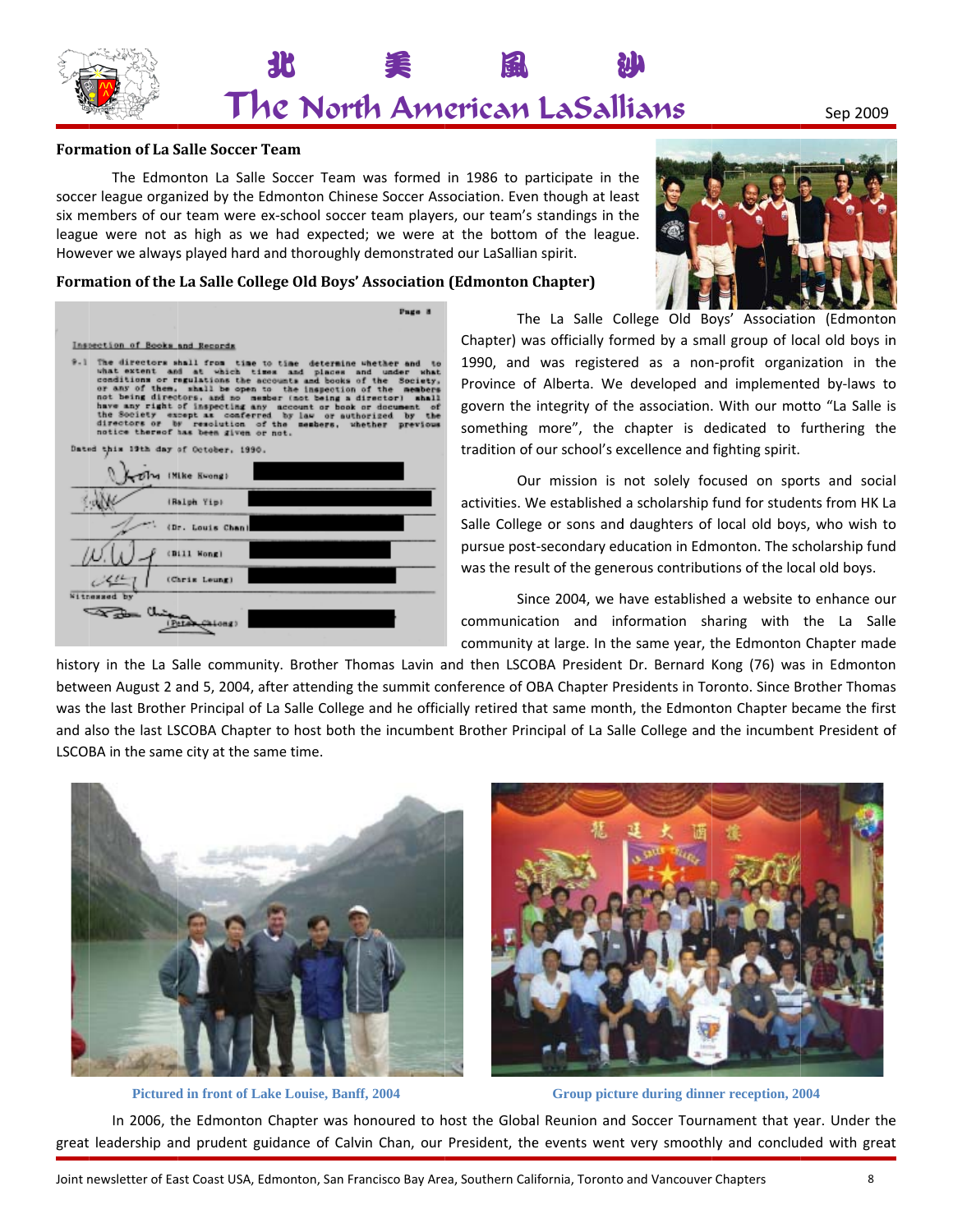## Formation of La Salle Soccer Team

The Edmonton La Salle Soccer Team was formed in 1986 to participate in the soccer league organized by the Edmonton Chinese Soccer Association. Even though at least six members of our team were ex-school soccer team players, our team's standings in the league were not as high as we had expected; we were at the bottom of the league. However we always played hard and thoroughly demonstrated our LaSallian spirit.

## Formation of the La Salle College Old Boys' Association (Edmonton Chapter)

Page 8

Inspection of Books and Records

9.1 The directors shall from time to time determine whether and to what extent and at which times and places and under what conditions or regulations the accounts and books of the Society, or any of them, shall be open to the inspection of the members not being directors, and no member (not being a director) shall have any right of inspecting any account or book or document of the Society except as conferred by law or authorized by the directors or by resolution of the members, whether previous notice thereof has been given or not.

Dated this 19th day of October, 1990.

(Mike Kwong)

(Ralph Yip)

(Dr. Louis Chan)

(Bill Wong)

(Chris Leung)

Witnessed by

(Peter Chiong)

The La Salle College Old Boys' Association (Edmonton Chapter) was officially formed by a small group of local old boys in 1990, and was registered as a non-profit organization in the Province of Alberta. We developed and implemented by-laws to govern the integrity of the association. With our motto "La Salle is something more", the chapter is dedicated to furthering the tradition of our school's excellence and fighting spirit.

Our mission is not solely focused on sports and social activities. We established a scholarship fund for students from HK La Salle College or sons and daughters of local old boys, who wish to pursue post-secondary education in Edmonton. The scholarship fund was the result of the generous contributions of the local old boys.

Since 2004, we have established a website to enhance our communication and information sharing with the La Salle community at large. In the same year, the Edmonton Chapter made history in the La Salle community. Brother Thomas Lavin and then LSCOBA President Dr. Bernard Kong (76) was in Edmonton between August 2 and 5, 2004, after attending the summit conference of OBA Chapter Presidents in Toronto. Since Brother Thomas was the last Brother Principal of La Salle College and he officially retired that same month, the Edmonton Chapter became the first and also the last LSCOBA Chapter to host both the incumbent Brother Principal of La Salle College and the incumbent President of LSCOBA in the same city at the same time.

Pictured in front of Lake Louise, Banff, 2004

Group picture during dinner reception, 2004

In 2006, the Edmonton Chapter was honoured to host the Global Reunion and Soccer Tournament that year. Under the great leadership and prudent guidance of Calvin Chan, our President, the events went very smoothly and concluded with great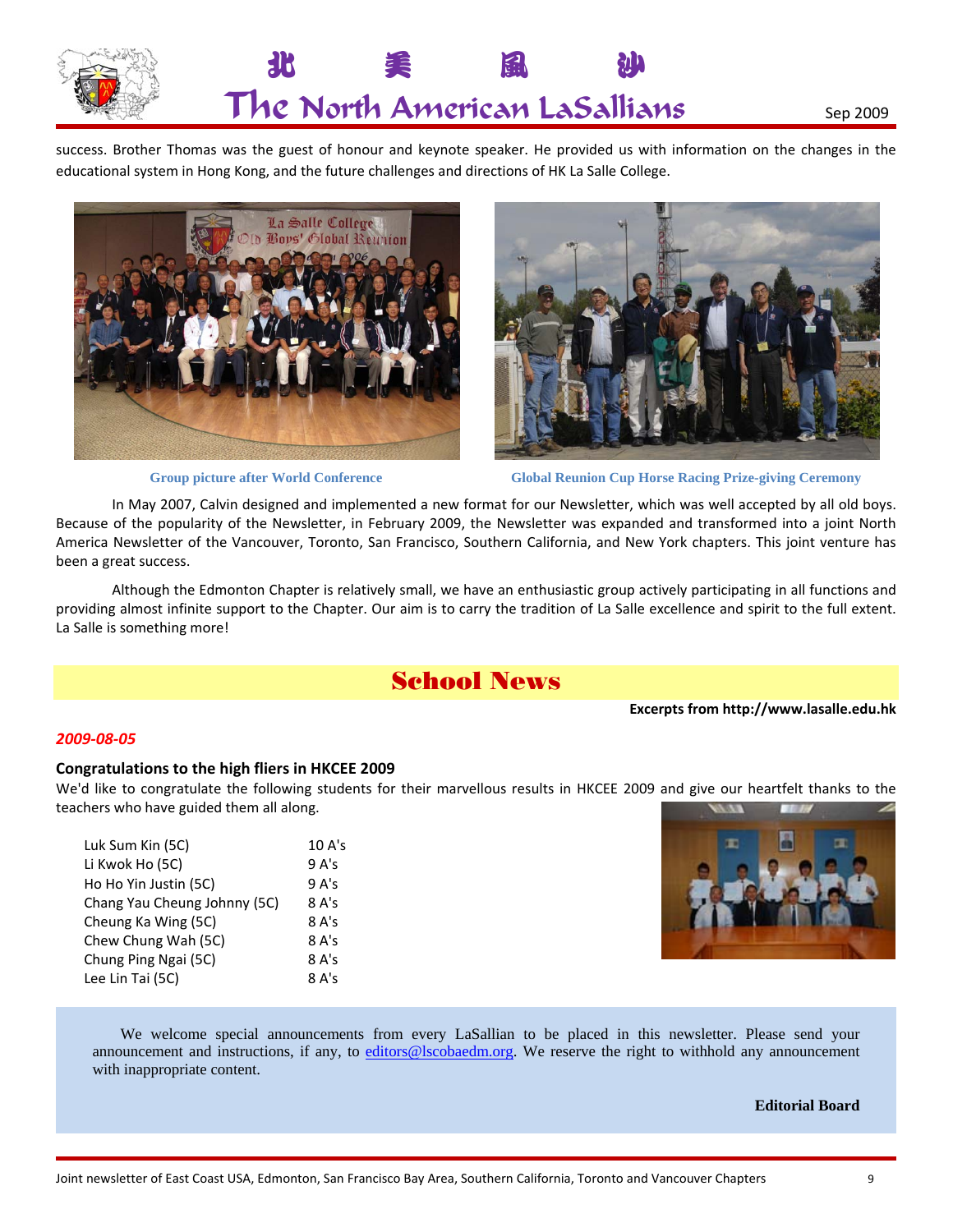success. Brother Thomas was the guest of honour and keynote speaker. He provided us with information on the changes in the educational system in Hong Kong, and the future challenges and directions of HK La Salle College.

Group picture after World Conference

Global Reunion Cup Horse Racing Prize-giving Ceremony

In May 2007, Calvin designed and implemented a new format for our Newsletter, which was well accepted by all old boys. Because of the popularity of the Newsletter, in February 2009, the Newsletter was expanded and transformed into a joint North America Newsletter of the Vancouver, Toronto, San Francisco, Southern California, and New York chapters. This joint venture has been a great success.

Although the Edmonton Chapter is relatively small, we have an enthusiastic group actively participating in all functions and providing almost infinite support to the Chapter. Our aim is to carry the tradition of La Salle excellence and spirit to the full extent. La Salle is something more!

## School News

**Excerpts from http://www.lasalle.edu.hk**

*2009-08-05*

**Congratulations to the high fliers in HKCEE 2009**

We'd like to congratulate the following students for their marvellous results in HKCEE 2009 and give our heartfelt thanks to the teachers who have guided them all along.

| | |
|---|---|
| Luk Sum Kin (5C) | 10 A's |
| Li Kwok Ho (5C) | 9 A's |
| Ho Ho Yin Justin (5C) | 9 A's |
| Chang Yau Cheung Johnny (5C) | 8 A's |
| Cheung Ka Wing (5C) | 8 A's |
| Chew Chung Wah (5C) | 8 A's |
| Chung Ping Ngai (5C) | 8 A's |
| Lee Lin Tai (5C) | 8 A's |

We welcome special announcements from every LaSallian to be placed in this newsletter. Please send your announcement and instructions, if any, to editors@lscobaedm.org. We reserve the right to withhold any announcement with inappropriate content.

**Editorial Board**